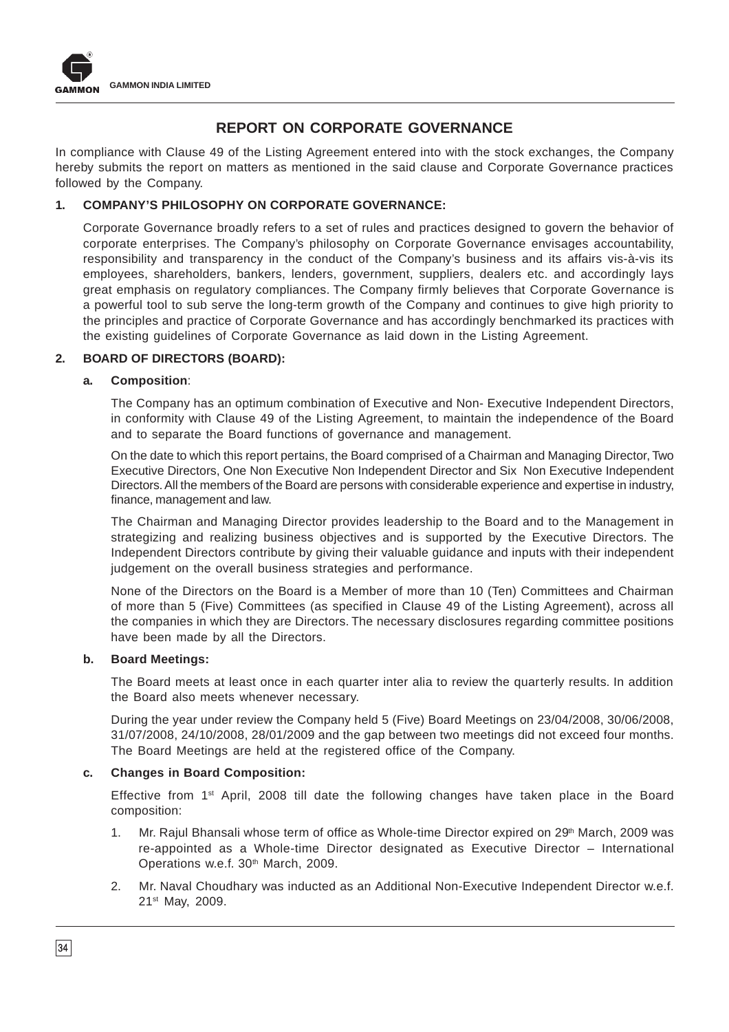# REPORT ON CORPORATE GOVERNANCE

In compliance with Clause 49 of the Listing Agreement entered into with the stock exchanges, the Company hereby submits the report on matters as mentioned in the said clause and Corporate Governance practices followed by the Company.

## 1. COMPANY'S PHILOSOPHY ON CORPORATE GOVERNANCE:

Corporate Governance broadly refers to a set of rules and practices designed to govern the behavior of corporate enterprises. The Company's philosophy on Corporate Governance envisages accountability, responsibility and transparency in the conduct of the Company's business and its affairs vis-à-vis its employees, shareholders, bankers, lenders, government, suppliers, dealers etc. and accordingly lays great emphasis on regulatory compliances. The Company firmly believes that Corporate Governance is a powerful tool to sub serve the long-term growth of the Company and continues to give high priority to the principles and practice of Corporate Governance and has accordingly benchmarked its practices with the existing guidelines of Corporate Governance as laid down in the Listing Agreement.

## 2. BOARD OF DIRECTORS (BOARD):

### a. Composition:

The Company has an optimum combination of Executive and Non- Executive Independent Directors, in conformity with Clause 49 of the Listing Agreement, to maintain the independence of the Board and to separate the Board functions of governance and management.

On the date to which this report pertains, the Board comprised of a Chairman and Managing Director, Two Executive Directors, One Non Executive Non Independent Director and Six Non Executive Independent Directors. All the members of the Board are persons with considerable experience and expertise in industry, finance, management and law.

The Chairman and Managing Director provides leadership to the Board and to the Management in strategizing and realizing business objectives and is supported by the Executive Directors. The Independent Directors contribute by giving their valuable guidance and inputs with their independent judgement on the overall business strategies and performance.

None of the Directors on the Board is a Member of more than 10 (Ten) Committees and Chairman of more than 5 (Five) Committees (as specified in Clause 49 of the Listing Agreement), across all the companies in which they are Directors. The necessary disclosures regarding committee positions have been made by all the Directors.

### b. Board Meetings:

The Board meets at least once in each quarter inter alia to review the quarterly results. In addition the Board also meets whenever necessary.

During the year under review the Company held 5 (Five) Board Meetings on 23/04/2008, 30/06/2008, 31/07/2008, 24/10/2008, 28/01/2009 and the gap between two meetings did not exceed four months. The Board Meetings are held at the registered office of the Company.

### c. Changes in Board Composition:

Effective from 1st April, 2008 till date the following changes have taken place in the Board composition:

1. Mr. Rajul Bhansali whose term of office as Whole-time Director expired on 29th March, 2009 was re-appointed as a Whole-time Director designated as Executive Director – International Operations w.e.f. 30th March, 2009.
2. Mr. Naval Choudhary was inducted as an Additional Non-Executive Independent Director w.e.f. 21st May, 2009.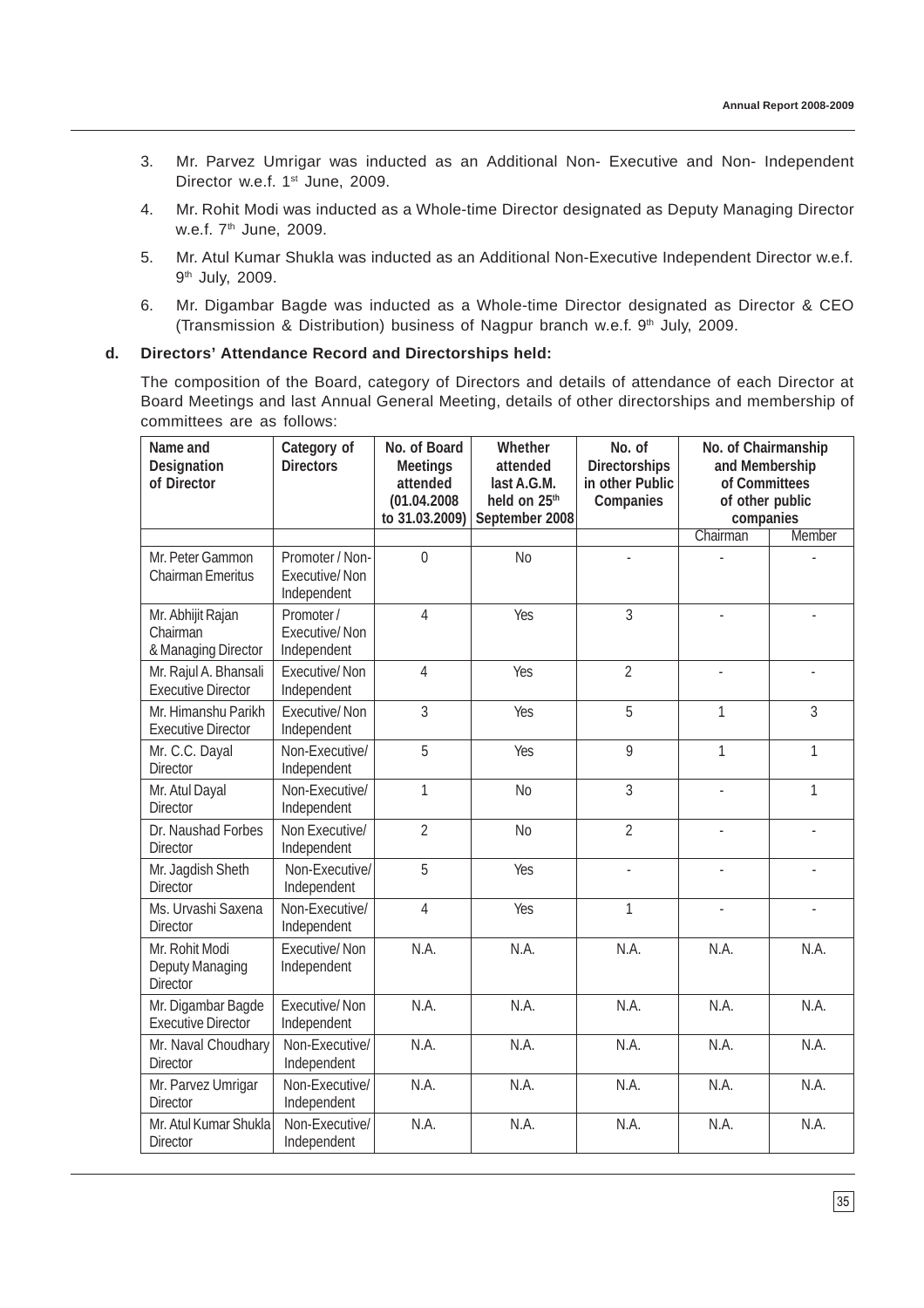3. Mr. Parvez Umrigar was inducted as an Additional Non- Executive and Non- Independent Director w.e.f. 1st June, 2009.

4. Mr. Rohit Modi was inducted as a Whole-time Director designated as Deputy Managing Director w.e.f. 7th June, 2009.

5. Mr. Atul Kumar Shukla was inducted as an Additional Non-Executive Independent Director w.e.f. 9th July, 2009.

6. Mr. Digambar Bagde was inducted as a Whole-time Director designated as Director & CEO (Transmission & Distribution) business of Nagpur branch w.e.f. 9th July, 2009.

**d. Directors' Attendance Record and Directorships held:**

The composition of the Board, category of Directors and details of attendance of each Director at Board Meetings and last Annual General Meeting, details of other directorships and membership of committees are as follows:

| Name and Designation of Director | Category of Directors | No. of Board Meetings attended (01.04.2008 to 31.03.2009) | Whether attended last A.G.M. held on 25th September 2008 | No. of Directorships in other Public Companies | No. of Chairmanship and Membership of Committees of other public companies | |
|---|---|---|---|---|---|---|
| | | | | | Chairman | Member |
| Mr. Peter Gammon Chairman Emeritus | Promoter / Non-Executive/ Non Independent | 0 | No | - | - | - |
| Mr. Abhijit Rajan Chairman & Managing Director | Promoter / Executive/ Non Independent | 4 | Yes | 3 | - | - |
| Mr. Rajul A. Bhansali Executive Director | Executive/ Non Independent | 4 | Yes | 2 | - | - |
| Mr. Himanshu Parikh Executive Director | Executive/ Non Independent | 3 | Yes | 5 | 1 | 3 |
| Mr. C.C. Dayal Director | Non-Executive/ Independent | 5 | Yes | 9 | 1 | 1 |
| Mr. Atul Dayal Director | Non-Executive/ Independent | 1 | No | 3 | - | 1 |
| Dr. Naushad Forbes Director | Non Executive/ Independent | 2 | No | 2 | - | - |
| Mr. Jagdish Sheth Director | Non-Executive/ Independent | 5 | Yes | - | - | - |
| Ms. Urvashi Saxena Director | Non-Executive/ Independent | 4 | Yes | 1 | - | - |
| Mr. Rohit Modi Deputy Managing Director | Executive/ Non Independent | N.A. | N.A. | N.A. | N.A. | N.A. |
| Mr. Digambar Bagde Executive Director | Executive/ Non Independent | N.A. | N.A. | N.A. | N.A. | N.A. |
| Mr. Naval Choudhary Director | Non-Executive/ Independent | N.A. | N.A. | N.A. | N.A. | N.A. |
| Mr. Parvez Umrigar Director | Non-Executive/ Independent | N.A. | N.A. | N.A. | N.A. | N.A. |
| Mr. Atul Kumar Shukla Director | Non-Executive/ Independent | N.A. | N.A. | N.A. | N.A. | N.A. |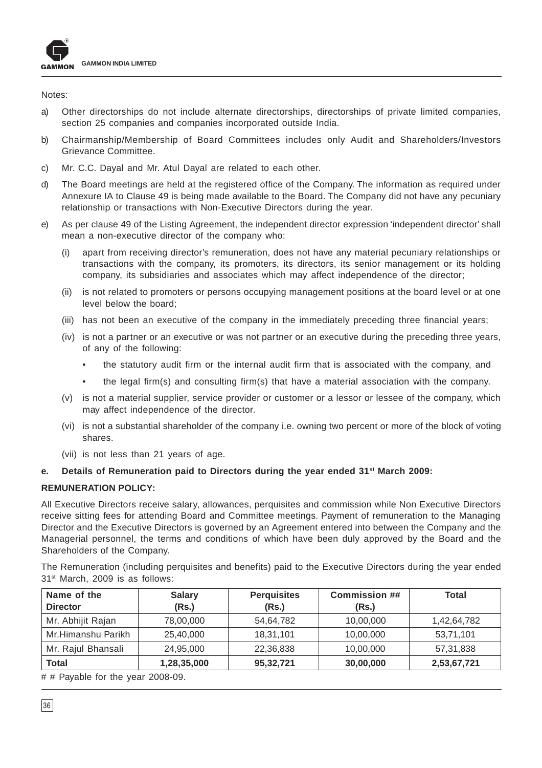Notes:

a) Other directorships do not include alternate directorships, directorships of private limited companies, section 25 companies and companies incorporated outside India.

b) Chairmanship/Membership of Board Committees includes only Audit and Shareholders/Investors Grievance Committee.

c) Mr. C.C. Dayal and Mr. Atul Dayal are related to each other.

d) The Board meetings are held at the registered office of the Company. The information as required under Annexure IA to Clause 49 is being made available to the Board. The Company did not have any pecuniary relationship or transactions with Non-Executive Directors during the year.

e) As per clause 49 of the Listing Agreement, the independent director expression 'independent director' shall mean a non-executive director of the company who:

   (i) apart from receiving director's remuneration, does not have any material pecuniary relationships or transactions with the company, its promoters, its directors, its senior management or its holding company, its subsidiaries and associates which may affect independence of the director;

   (ii) is not related to promoters or persons occupying management positions at the board level or at one level below the board;

   (iii) has not been an executive of the company in the immediately preceding three financial years;

   (iv) is not a partner or an executive or was not partner or an executive during the preceding three years, of any of the following:

   - the statutory audit firm or the internal audit firm that is associated with the company, and
   - the legal firm(s) and consulting firm(s) that have a material association with the company.

   (v) is not a material supplier, service provider or customer or a lessor or lessee of the company, which may affect independence of the director.

   (vi) is not a substantial shareholder of the company i.e. owning two percent or more of the block of voting shares.

   (vii) is not less than 21 years of age.

**e. Details of Remuneration paid to Directors during the year ended 31st March 2009:**

**REMUNERATION POLICY:**

All Executive Directors receive salary, allowances, perquisites and commission while Non Executive Directors receive sitting fees for attending Board and Committee meetings. Payment of remuneration to the Managing Director and the Executive Directors is governed by an Agreement entered into between the Company and the Managerial personnel, the terms and conditions of which have been duly approved by the Board and the Shareholders of the Company.

The Remuneration (including perquisites and benefits) paid to the Executive Directors during the year ended 31st March, 2009 is as follows:

| Name of the Director | Salary (Rs.) | Perquisites (Rs.) | Commission ## (Rs.) | Total |
|---|---|---|---|---|
| Mr. Abhijit Rajan | 78,00,000 | 54,64,782 | 10,00,000 | 1,42,64,782 |
| Mr.Himanshu Parikh | 25,40,000 | 18,31,101 | 10,00,000 | 53,71,101 |
| Mr. Rajul Bhansali | 24,95,000 | 22,36,838 | 10,00,000 | 57,31,838 |
| **Total** | **1,28,35,000** | **95,32,721** | **30,00,000** | **2,53,67,721** |

# # Payable for the year 2008-09.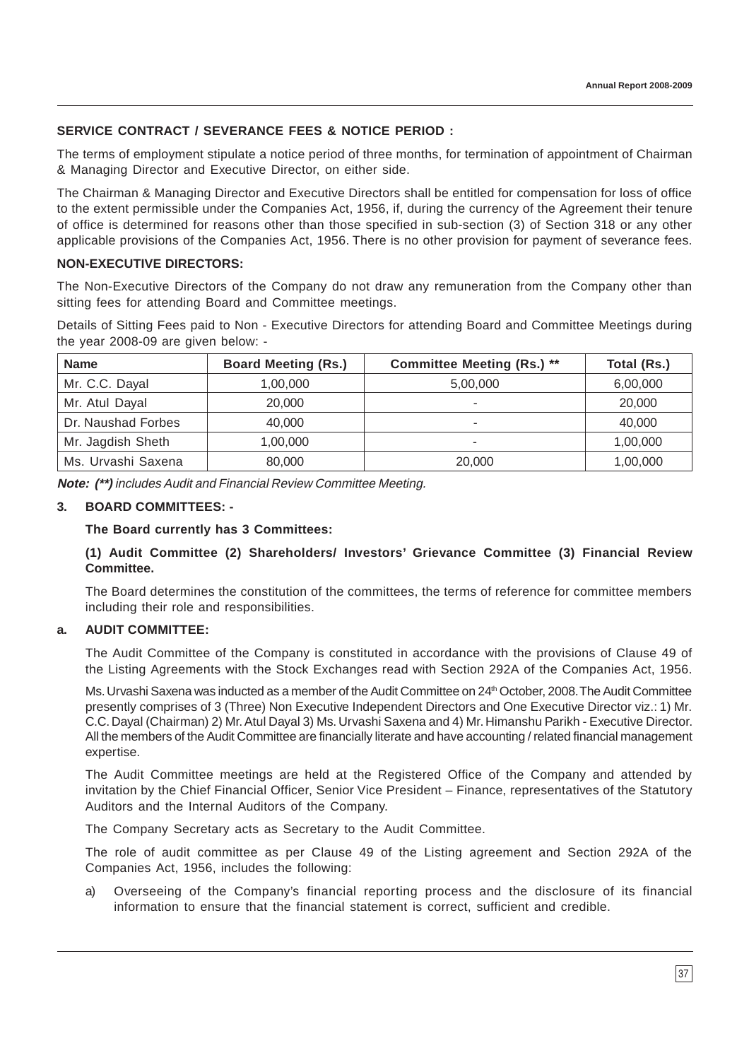**SERVICE CONTRACT / SEVERANCE FEES & NOTICE PERIOD :**

The terms of employment stipulate a notice period of three months, for termination of appointment of Chairman & Managing Director and Executive Director, on either side.

The Chairman & Managing Director and Executive Directors shall be entitled for compensation for loss of office to the extent permissible under the Companies Act, 1956, if, during the currency of the Agreement their tenure of office is determined for reasons other than those specified in sub-section (3) of Section 318 or any other applicable provisions of the Companies Act, 1956. There is no other provision for payment of severance fees.

**NON-EXECUTIVE DIRECTORS:**

The Non-Executive Directors of the Company do not draw any remuneration from the Company other than sitting fees for attending Board and Committee meetings.

Details of Sitting Fees paid to Non - Executive Directors for attending Board and Committee Meetings during the year 2008-09 are given below: -

| Name | Board Meeting (Rs.) | Committee Meeting (Rs.) ** | Total (Rs.) |
|---|---|---|---|
| Mr. C.C. Dayal | 1,00,000 | 5,00,000 | 6,00,000 |
| Mr. Atul Dayal | 20,000 | - | 20,000 |
| Dr. Naushad Forbes | 40,000 | - | 40,000 |
| Mr. Jagdish Sheth | 1,00,000 | - | 1,00,000 |
| Ms. Urvashi Saxena | 80,000 | 20,000 | 1,00,000 |

***Note:*** ***(\*\*)*** *includes Audit and Financial Review Committee Meeting.*

**3. BOARD COMMITTEES: -**

**The Board currently has 3 Committees:**

**(1) Audit Committee (2) Shareholders/ Investors' Grievance Committee (3) Financial Review Committee.**

The Board determines the constitution of the committees, the terms of reference for committee members including their role and responsibilities.

**a. AUDIT COMMITTEE:**

The Audit Committee of the Company is constituted in accordance with the provisions of Clause 49 of the Listing Agreements with the Stock Exchanges read with Section 292A of the Companies Act, 1956.

Ms. Urvashi Saxena was inducted as a member of the Audit Committee on 24th October, 2008. The Audit Committee presently comprises of 3 (Three) Non Executive Independent Directors and One Executive Director viz.: 1) Mr. C.C. Dayal (Chairman) 2) Mr. Atul Dayal 3) Ms. Urvashi Saxena and 4) Mr. Himanshu Parikh - Executive Director. All the members of the Audit Committee are financially literate and have accounting / related financial management expertise.

The Audit Committee meetings are held at the Registered Office of the Company and attended by invitation by the Chief Financial Officer, Senior Vice President – Finance, representatives of the Statutory Auditors and the Internal Auditors of the Company.

The Company Secretary acts as Secretary to the Audit Committee.

The role of audit committee as per Clause 49 of the Listing agreement and Section 292A of the Companies Act, 1956, includes the following:

a) Overseeing of the Company's financial reporting process and the disclosure of its financial information to ensure that the financial statement is correct, sufficient and credible.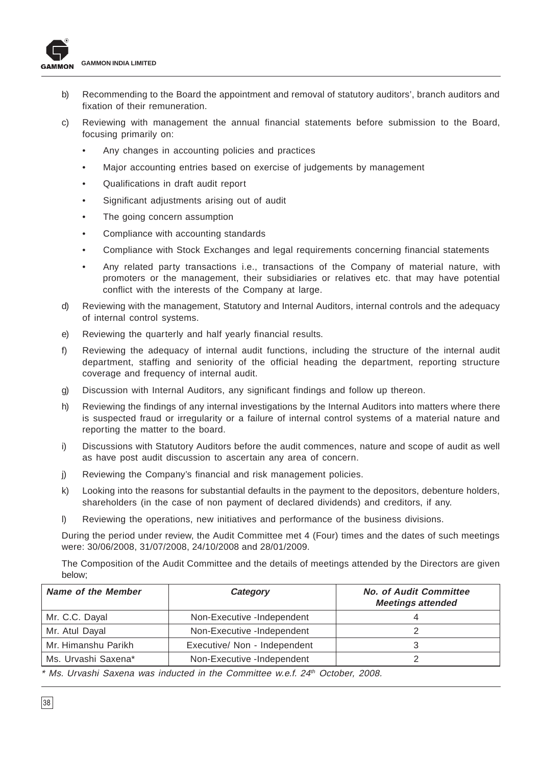b) Recommending to the Board the appointment and removal of statutory auditors', branch auditors and fixation of their remuneration.

c) Reviewing with management the annual financial statements before submission to the Board, focusing primarily on:

   - Any changes in accounting policies and practices
   - Major accounting entries based on exercise of judgements by management
   - Qualifications in draft audit report
   - Significant adjustments arising out of audit
   - The going concern assumption
   - Compliance with accounting standards
   - Compliance with Stock Exchanges and legal requirements concerning financial statements
   - Any related party transactions i.e., transactions of the Company of material nature, with promoters or the management, their subsidiaries or relatives etc. that may have potential conflict with the interests of the Company at large.

d) Reviewing with the management, Statutory and Internal Auditors, internal controls and the adequacy of internal control systems.

e) Reviewing the quarterly and half yearly financial results.

f) Reviewing the adequacy of internal audit functions, including the structure of the internal audit department, staffing and seniority of the official heading the department, reporting structure coverage and frequency of internal audit.

g) Discussion with Internal Auditors, any significant findings and follow up thereon.

h) Reviewing the findings of any internal investigations by the Internal Auditors into matters where there is suspected fraud or irregularity or a failure of internal control systems of a material nature and reporting the matter to the board.

i) Discussions with Statutory Auditors before the audit commences, nature and scope of audit as well as have post audit discussion to ascertain any area of concern.

j) Reviewing the Company's financial and risk management policies.

k) Looking into the reasons for substantial defaults in the payment to the depositors, debenture holders, shareholders (in the case of non payment of declared dividends) and creditors, if any.

l) Reviewing the operations, new initiatives and performance of the business divisions.

During the period under review, the Audit Committee met 4 (Four) times and the dates of such meetings were: 30/06/2008, 31/07/2008, 24/10/2008 and 28/01/2009.

The Composition of the Audit Committee and the details of meetings attended by the Directors are given below;

| ***Name of the Member*** | ***Category*** | ***No. of Audit Committee Meetings attended*** |
|---|---|---|
| Mr. C.C. Dayal | Non-Executive -Independent | 4 |
| Mr. Atul Dayal | Non-Executive -Independent | 2 |
| Mr. Himanshu Parikh | Executive/ Non - Independent | 3 |
| Ms. Urvashi Saxena* | Non-Executive -Independent | 2 |

*\* Ms. Urvashi Saxena was inducted in the Committee w.e.f. 24th October, 2008.*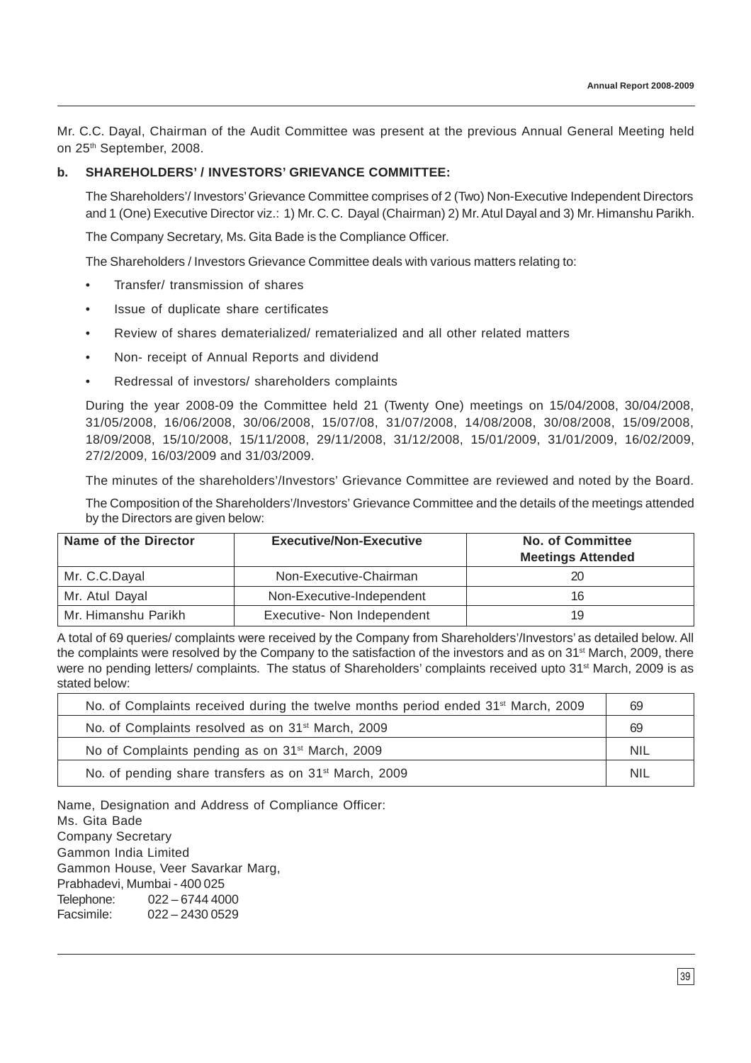Mr. C.C. Dayal, Chairman of the Audit Committee was present at the previous Annual General Meeting held on 25th September, 2008.

**b. SHAREHOLDERS' / INVESTORS' GRIEVANCE COMMITTEE:**

The Shareholders'/ Investors' Grievance Committee comprises of 2 (Two) Non-Executive Independent Directors and 1 (One) Executive Director viz.: 1) Mr. C. C. Dayal (Chairman) 2) Mr. Atul Dayal and 3) Mr. Himanshu Parikh.

The Company Secretary, Ms. Gita Bade is the Compliance Officer.

The Shareholders / Investors Grievance Committee deals with various matters relating to:

- Transfer/ transmission of shares
- Issue of duplicate share certificates
- Review of shares dematerialized/ rematerialized and all other related matters
- Non- receipt of Annual Reports and dividend
- Redressal of investors/ shareholders complaints

During the year 2008-09 the Committee held 21 (Twenty One) meetings on 15/04/2008, 30/04/2008, 31/05/2008, 16/06/2008, 30/06/2008, 15/07/08, 31/07/2008, 14/08/2008, 30/08/2008, 15/09/2008, 18/09/2008, 15/10/2008, 15/11/2008, 29/11/2008, 31/12/2008, 15/01/2009, 31/01/2009, 16/02/2009, 27/2/2009, 16/03/2009 and 31/03/2009.

The minutes of the shareholders'/Investors' Grievance Committee are reviewed and noted by the Board.

The Composition of the Shareholders'/Investors' Grievance Committee and the details of the meetings attended by the Directors are given below:

| Name of the Director | Executive/Non-Executive | No. of Committee Meetings Attended |
|---|---|---|
| Mr. C.C.Dayal | Non-Executive-Chairman | 20 |
| Mr. Atul Dayal | Non-Executive-Independent | 16 |
| Mr. Himanshu Parikh | Executive- Non Independent | 19 |

A total of 69 queries/ complaints were received by the Company from Shareholders'/Investors' as detailed below. All the complaints were resolved by the Company to the satisfaction of the investors and as on 31st March, 2009, there were no pending letters/ complaints. The status of Shareholders' complaints received upto 31st March, 2009 is as stated below:

| | |
|---|---|
| No. of Complaints received during the twelve months period ended 31st March, 2009 | 69 |
| No. of Complaints resolved as on 31st March, 2009 | 69 |
| No of Complaints pending as on 31st March, 2009 | NIL |
| No. of pending share transfers as on 31st March, 2009 | NIL |

Name, Designation and Address of Compliance Officer:
Ms. Gita Bade
Company Secretary
Gammon India Limited
Gammon House, Veer Savarkar Marg,
Prabhadevi, Mumbai - 400 025
Telephone: 022 – 6744 4000
Facsimile: 022 – 2430 0529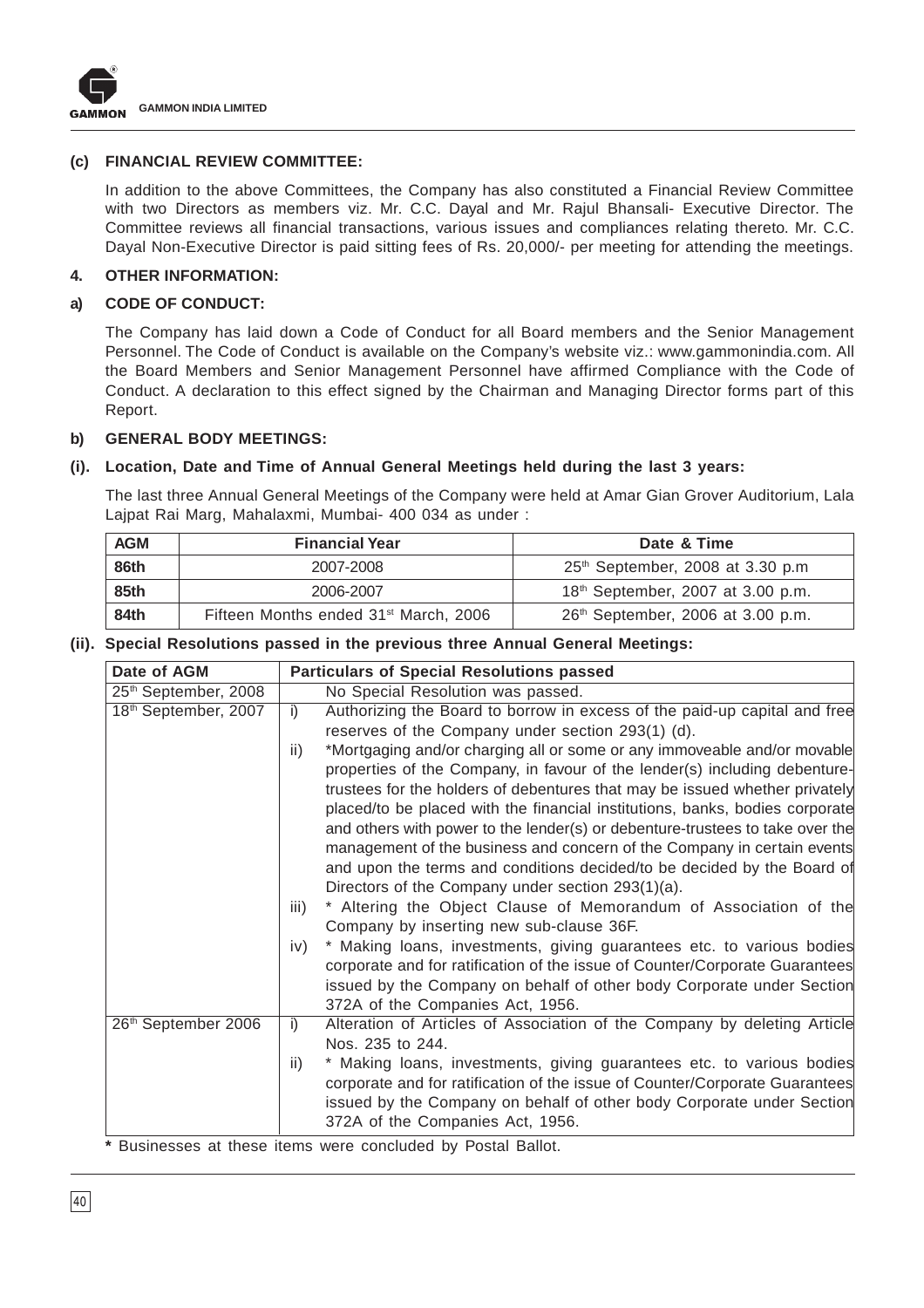### (c) FINANCIAL REVIEW COMMITTEE:

In addition to the above Committees, the Company has also constituted a Financial Review Committee with two Directors as members viz. Mr. C.C. Dayal and Mr. Rajul Bhansali- Executive Director. The Committee reviews all financial transactions, various issues and compliances relating thereto. Mr. C.C. Dayal Non-Executive Director is paid sitting fees of Rs. 20,000/- per meeting for attending the meetings.

## 4. OTHER INFORMATION:

### a) CODE OF CONDUCT:

The Company has laid down a Code of Conduct for all Board members and the Senior Management Personnel. The Code of Conduct is available on the Company's website viz.: www.gammonindia.com. All the Board Members and Senior Management Personnel have affirmed Compliance with the Code of Conduct. A declaration to this effect signed by the Chairman and Managing Director forms part of this Report.

### b) GENERAL BODY MEETINGS:

#### (i). Location, Date and Time of Annual General Meetings held during the last 3 years:

The last three Annual General Meetings of the Company were held at Amar Gian Grover Auditorium, Lala Lajpat Rai Marg, Mahalaxmi, Mumbai- 400 034 as under :

| AGM | Financial Year | Date & Time |
|---|---|---|
| 86th | 2007-2008 | 25th September, 2008 at 3.30 p.m |
| 85th | 2006-2007 | 18th September, 2007 at 3.00 p.m. |
| 84th | Fifteen Months ended 31st March, 2006 | 26th September, 2006 at 3.00 p.m. |

#### (ii). Special Resolutions passed in the previous three Annual General Meetings:

| Date of AGM | Particulars of Special Resolutions passed |
|---|---|
| 25th September, 2008 | No Special Resolution was passed. |
| 18th September, 2007 | i) Authorizing the Board to borrow in excess of the paid-up capital and free reserves of the Company under section 293(1) (d).<br>ii) *Mortgaging and/or charging all or some or any immoveable and/or movable properties of the Company, in favour of the lender(s) including debenture-trustees for the holders of debentures that may be issued whether privately placed/to be placed with the financial institutions, banks, bodies corporate and others with power to the lender(s) or debenture-trustees to take over the management of the business and concern of the Company in certain events and upon the terms and conditions decided/to be decided by the Board of Directors of the Company under section 293(1)(a).<br>iii) * Altering the Object Clause of Memorandum of Association of the Company by inserting new sub-clause 36F.<br>iv) * Making loans, investments, giving guarantees etc. to various bodies corporate and for ratification of the issue of Counter/Corporate Guarantees issued by the Company on behalf of other body Corporate under Section 372A of the Companies Act, 1956. |
| 26th September 2006 | i) Alteration of Articles of Association of the Company by deleting Article Nos. 235 to 244.<br>ii) * Making loans, investments, giving guarantees etc. to various bodies corporate and for ratification of the issue of Counter/Corporate Guarantees issued by the Company on behalf of other body Corporate under Section 372A of the Companies Act, 1956. |

**\*** Businesses at these items were concluded by Postal Ballot.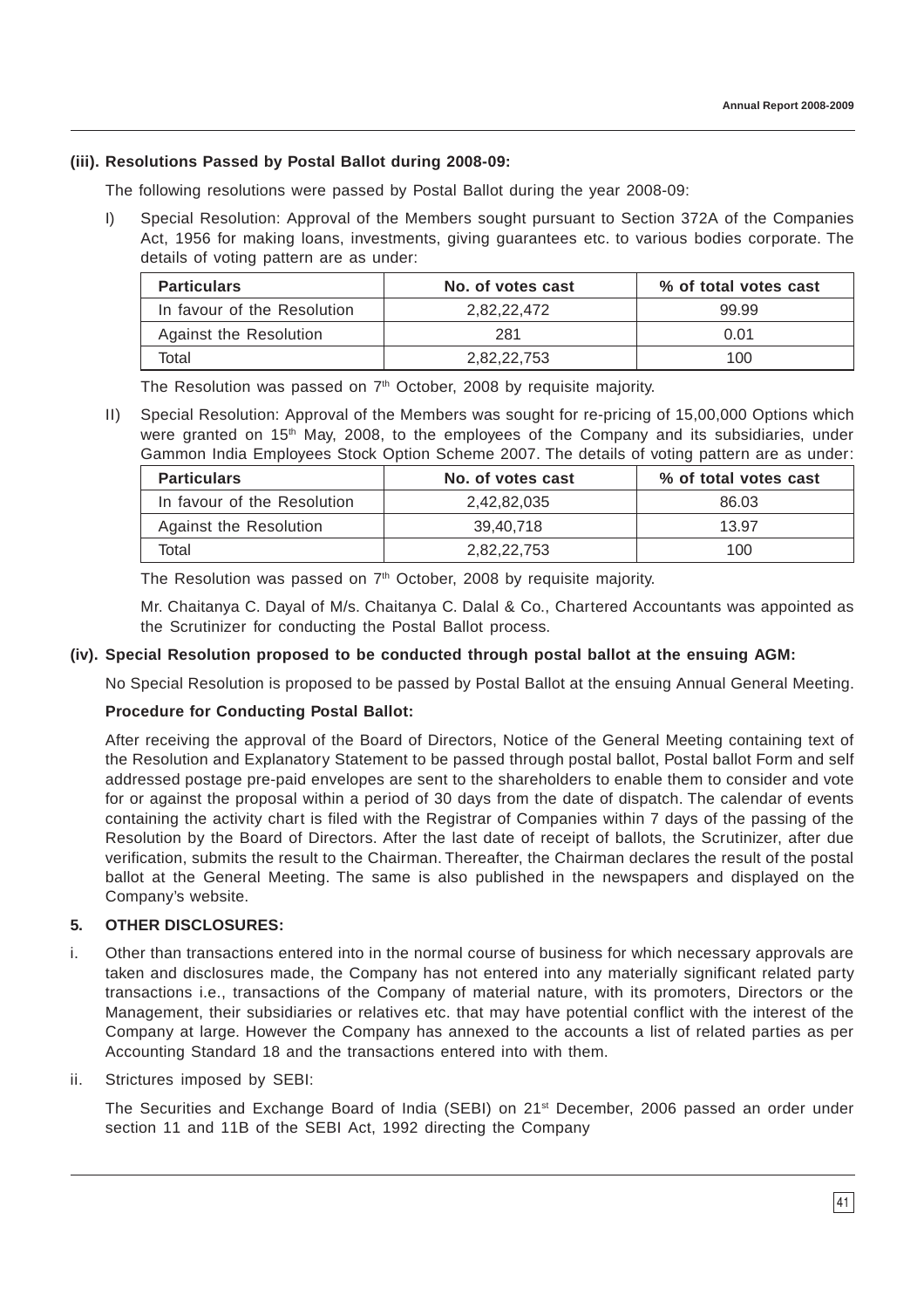**(iii). Resolutions Passed by Postal Ballot during 2008-09:**

The following resolutions were passed by Postal Ballot during the year 2008-09:

I) Special Resolution: Approval of the Members sought pursuant to Section 372A of the Companies Act, 1956 for making loans, investments, giving guarantees etc. to various bodies corporate. The details of voting pattern are as under:

| Particulars | No. of votes cast | % of total votes cast |
|---|---|---|
| In favour of the Resolution | 2,82,22,472 | 99.99 |
| Against the Resolution | 281 | 0.01 |
| Total | 2,82,22,753 | 100 |

The Resolution was passed on 7th October, 2008 by requisite majority.

II) Special Resolution: Approval of the Members was sought for re-pricing of 15,00,000 Options which were granted on 15th May, 2008, to the employees of the Company and its subsidiaries, under Gammon India Employees Stock Option Scheme 2007. The details of voting pattern are as under:

| Particulars | No. of votes cast | % of total votes cast |
|---|---|---|
| In favour of the Resolution | 2,42,82,035 | 86.03 |
| Against the Resolution | 39,40,718 | 13.97 |
| Total | 2,82,22,753 | 100 |

The Resolution was passed on 7th October, 2008 by requisite majority.

Mr. Chaitanya C. Dayal of M/s. Chaitanya C. Dalal & Co., Chartered Accountants was appointed as the Scrutinizer for conducting the Postal Ballot process.

**(iv). Special Resolution proposed to be conducted through postal ballot at the ensuing AGM:**

No Special Resolution is proposed to be passed by Postal Ballot at the ensuing Annual General Meeting.

**Procedure for Conducting Postal Ballot:**

After receiving the approval of the Board of Directors, Notice of the General Meeting containing text of the Resolution and Explanatory Statement to be passed through postal ballot, Postal ballot Form and self addressed postage pre-paid envelopes are sent to the shareholders to enable them to consider and vote for or against the proposal within a period of 30 days from the date of dispatch. The calendar of events containing the activity chart is filed with the Registrar of Companies within 7 days of the passing of the Resolution by the Board of Directors. After the last date of receipt of ballots, the Scrutinizer, after due verification, submits the result to the Chairman. Thereafter, the Chairman declares the result of the postal ballot at the General Meeting. The same is also published in the newspapers and displayed on the Company's website.

## 5. OTHER DISCLOSURES:

i. Other than transactions entered into in the normal course of business for which necessary approvals are taken and disclosures made, the Company has not entered into any materially significant related party transactions i.e., transactions of the Company of material nature, with its promoters, Directors or the Management, their subsidiaries or relatives etc. that may have potential conflict with the interest of the Company at large. However the Company has annexed to the accounts a list of related parties as per Accounting Standard 18 and the transactions entered into with them.

ii. Strictures imposed by SEBI:

The Securities and Exchange Board of India (SEBI) on 21st December, 2006 passed an order under section 11 and 11B of the SEBI Act, 1992 directing the Company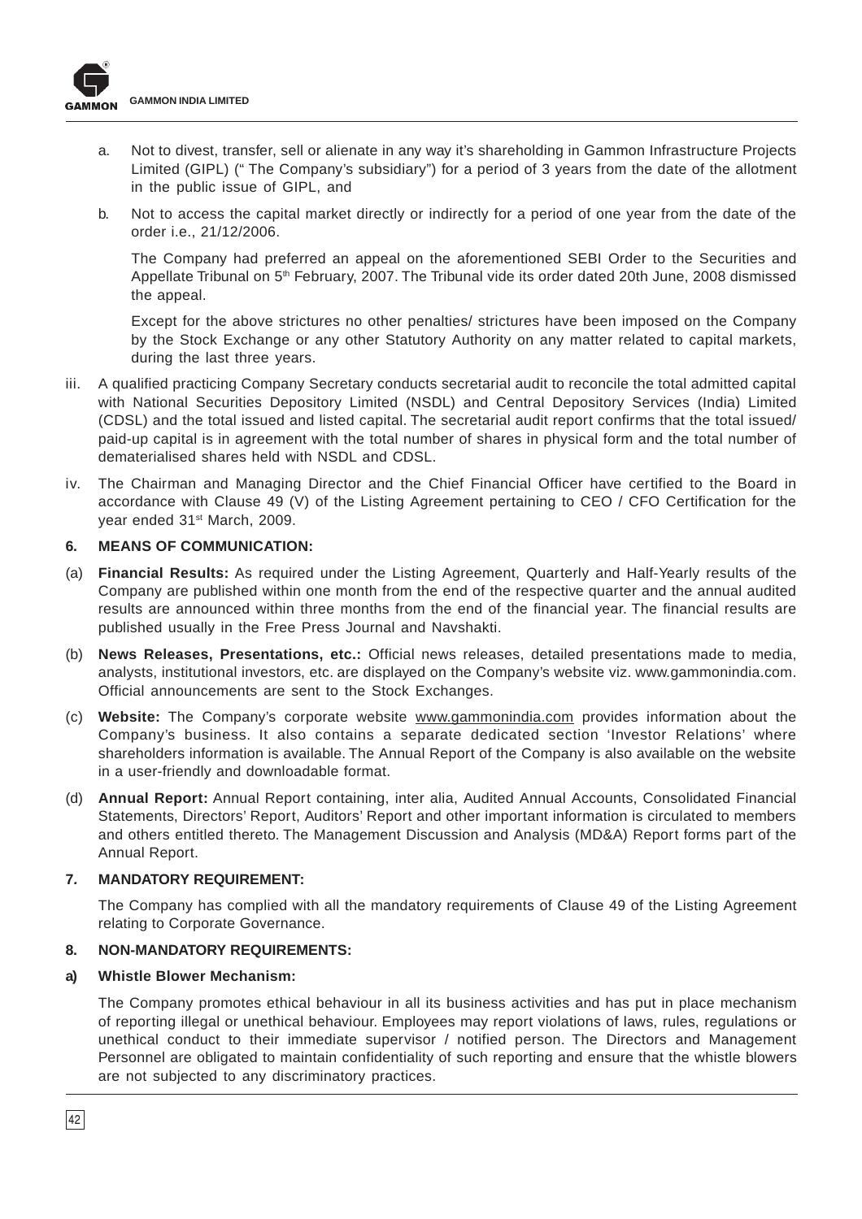a. Not to divest, transfer, sell or alienate in any way it's shareholding in Gammon Infrastructure Projects Limited (GIPL) (" The Company's subsidiary") for a period of 3 years from the date of the allotment in the public issue of GIPL, and

b. Not to access the capital market directly or indirectly for a period of one year from the date of the order i.e., 21/12/2006.

The Company had preferred an appeal on the aforementioned SEBI Order to the Securities and Appellate Tribunal on 5th February, 2007. The Tribunal vide its order dated 20th June, 2008 dismissed the appeal.

Except for the above strictures no other penalties/ strictures have been imposed on the Company by the Stock Exchange or any other Statutory Authority on any matter related to capital markets, during the last three years.

iii. A qualified practicing Company Secretary conducts secretarial audit to reconcile the total admitted capital with National Securities Depository Limited (NSDL) and Central Depository Services (India) Limited (CDSL) and the total issued and listed capital. The secretarial audit report confirms that the total issued/ paid-up capital is in agreement with the total number of shares in physical form and the total number of dematerialised shares held with NSDL and CDSL.

iv. The Chairman and Managing Director and the Chief Financial Officer have certified to the Board in accordance with Clause 49 (V) of the Listing Agreement pertaining to CEO / CFO Certification for the year ended 31st March, 2009.

**6. MEANS OF COMMUNICATION:**

(a) **Financial Results:** As required under the Listing Agreement, Quarterly and Half-Yearly results of the Company are published within one month from the end of the respective quarter and the annual audited results are announced within three months from the end of the financial year. The financial results are published usually in the Free Press Journal and Navshakti.

(b) **News Releases, Presentations, etc.:** Official news releases, detailed presentations made to media, analysts, institutional investors, etc. are displayed on the Company's website viz. www.gammonindia.com. Official announcements are sent to the Stock Exchanges.

(c) **Website:** The Company's corporate website www.gammonindia.com provides information about the Company's business. It also contains a separate dedicated section 'Investor Relations' where shareholders information is available. The Annual Report of the Company is also available on the website in a user-friendly and downloadable format.

(d) **Annual Report:** Annual Report containing, inter alia, Audited Annual Accounts, Consolidated Financial Statements, Directors' Report, Auditors' Report and other important information is circulated to members and others entitled thereto. The Management Discussion and Analysis (MD&A) Report forms part of the Annual Report.

**7. MANDATORY REQUIREMENT:**

The Company has complied with all the mandatory requirements of Clause 49 of the Listing Agreement relating to Corporate Governance.

**8. NON-MANDATORY REQUIREMENTS:**

**a) Whistle Blower Mechanism:**

The Company promotes ethical behaviour in all its business activities and has put in place mechanism of reporting illegal or unethical behaviour. Employees may report violations of laws, rules, regulations or unethical conduct to their immediate supervisor / notified person. The Directors and Management Personnel are obligated to maintain confidentiality of such reporting and ensure that the whistle blowers are not subjected to any discriminatory practices.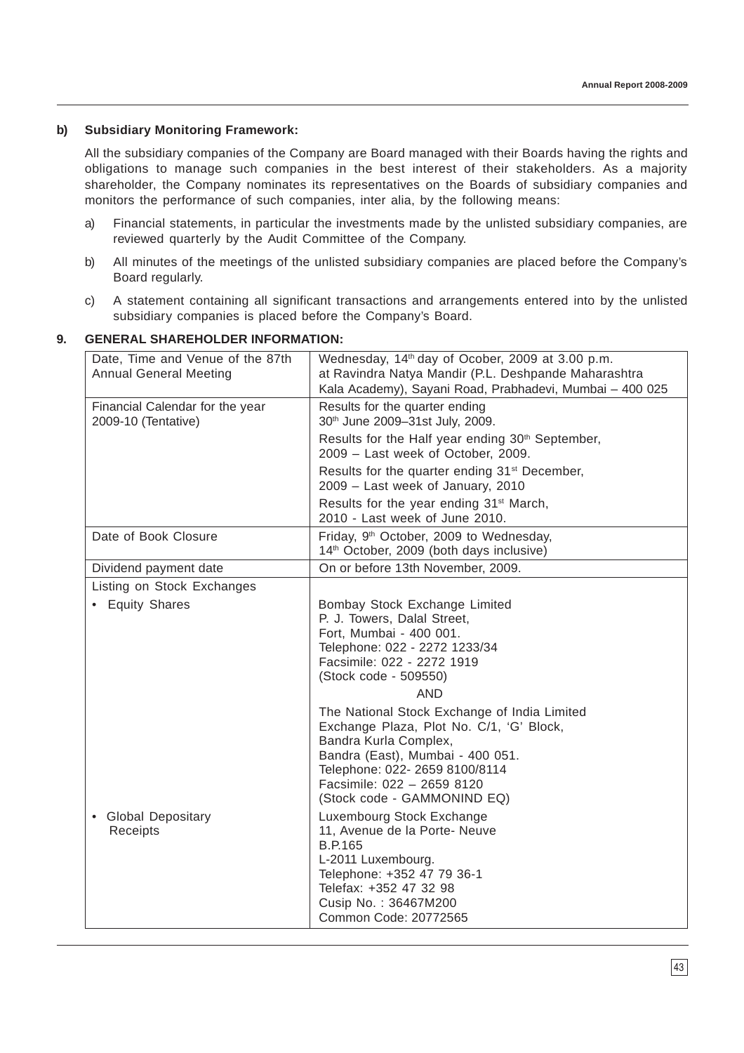### b) Subsidiary Monitoring Framework:

All the subsidiary companies of the Company are Board managed with their Boards having the rights and obligations to manage such companies in the best interest of their stakeholders. As a majority shareholder, the Company nominates its representatives on the Boards of subsidiary companies and monitors the performance of such companies, inter alia, by the following means:

a) Financial statements, in particular the investments made by the unlisted subsidiary companies, are reviewed quarterly by the Audit Committee of the Company.

b) All minutes of the meetings of the unlisted subsidiary companies are placed before the Company's Board regularly.

c) A statement containing all significant transactions and arrangements entered into by the unlisted subsidiary companies is placed before the Company's Board.

## 9. GENERAL SHAREHOLDER INFORMATION:

| | |
|---|---|
| Date, Time and Venue of the 87th Annual General Meeting | Wednesday, 14th day of Ocober, 2009 at 3.00 p.m. at Ravindra Natya Mandir (P.L. Deshpande Maharashtra Kala Academy), Sayani Road, Prabhadevi, Mumbai – 400 025 |
| Financial Calendar for the year 2009-10 (Tentative) | Results for the quarter ending 30th June 2009–31st July, 2009.<br>Results for the Half year ending 30th September, 2009 – Last week of October, 2009.<br>Results for the quarter ending 31st December, 2009 – Last week of January, 2010<br>Results for the year ending 31st March, 2010 - Last week of June 2010. |
| Date of Book Closure | Friday, 9th October, 2009 to Wednesday, 14th October, 2009 (both days inclusive) |
| Dividend payment date | On or before 13th November, 2009. |
| Listing on Stock Exchanges | |
| • Equity Shares | Bombay Stock Exchange Limited<br>P. J. Towers, Dalal Street,<br>Fort, Mumbai - 400 001.<br>Telephone: 022 - 2272 1233/34<br>Facsimile: 022 - 2272 1919<br>(Stock code - 509550)<br>AND<br>The National Stock Exchange of India Limited<br>Exchange Plaza, Plot No. C/1, 'G' Block,<br>Bandra Kurla Complex,<br>Bandra (East), Mumbai - 400 051.<br>Telephone: 022- 2659 8100/8114<br>Facsimile: 022 – 2659 8120<br>(Stock code - GAMMONIND EQ) |
| • Global Depositary Receipts | Luxembourg Stock Exchange<br>11, Avenue de la Porte- Neuve<br>B.P.165<br>L-2011 Luxembourg.<br>Telephone: +352 47 79 36-1<br>Telefax: +352 47 32 98<br>Cusip No. : 36467M200<br>Common Code: 20772565 |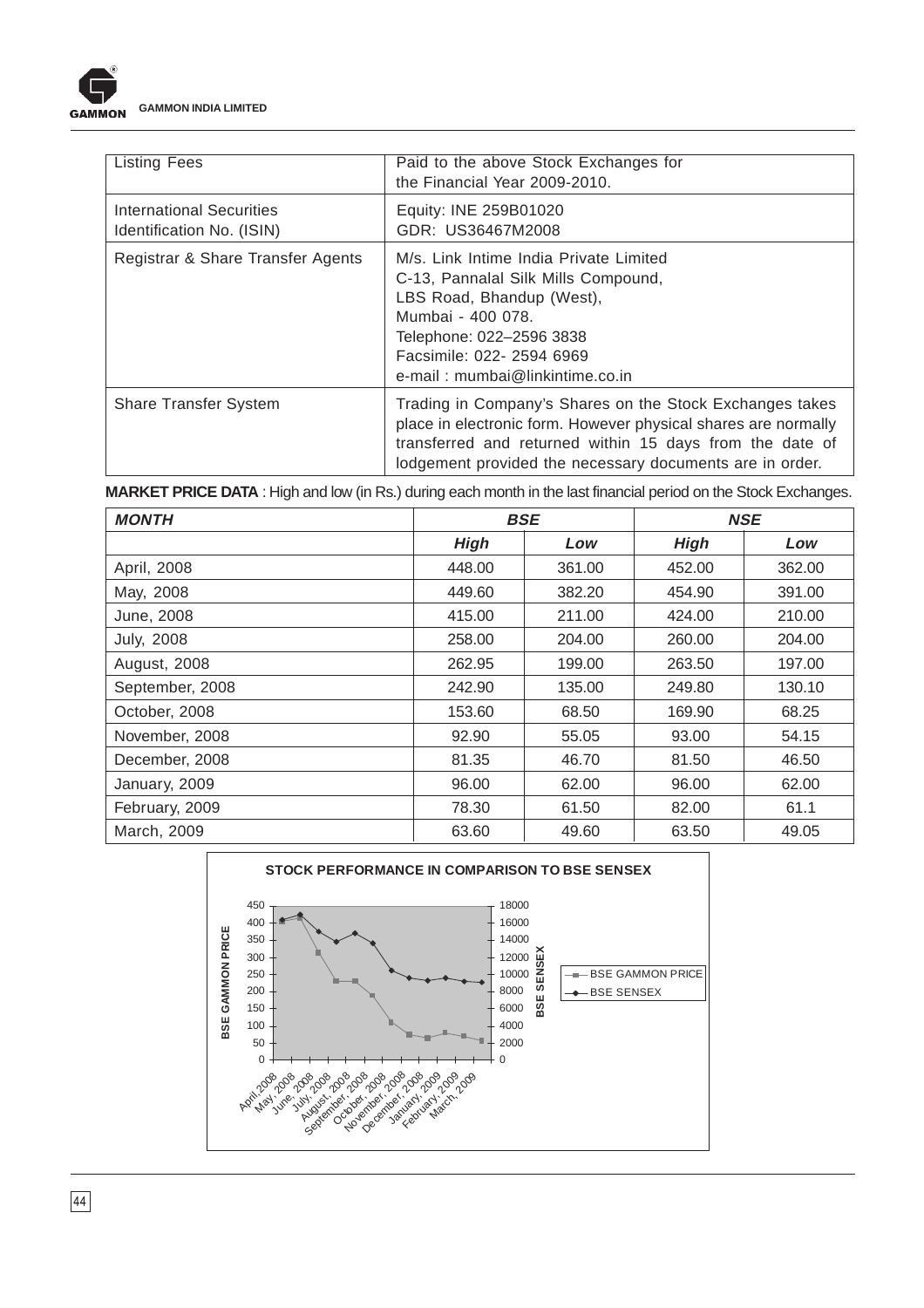| Listing Fees | Paid to the above Stock Exchanges for the Financial Year 2009-2010. |
|---|---|
| International Securities Identification No. (ISIN) | Equity: INE 259B01020<br>GDR: US36467M2008 |
| Registrar & Share Transfer Agents | M/s. Link Intime India Private Limited<br>C-13, Pannalal Silk Mills Compound,<br>LBS Road, Bhandup (West),<br>Mumbai - 400 078.<br>Telephone: 022–2596 3838<br>Facsimile: 022- 2594 6969<br>e-mail : mumbai@linkintime.co.in |
| Share Transfer System | Trading in Company's Shares on the Stock Exchanges takes place in electronic form. However physical shares are normally transferred and returned within 15 days from the date of lodgement provided the necessary documents are in order. |

**MARKET PRICE DATA** : High and low (in Rs.) during each month in the last financial period on the Stock Exchanges.

| ***MONTH*** | ***BSE*** | | ***NSE*** | |
|---|---|---|---|---|
| | ***High*** | ***Low*** | ***High*** | ***Low*** |
| April, 2008 | 448.00 | 361.00 | 452.00 | 362.00 |
| May, 2008 | 449.60 | 382.20 | 454.90 | 391.00 |
| June, 2008 | 415.00 | 211.00 | 424.00 | 210.00 |
| July, 2008 | 258.00 | 204.00 | 260.00 | 204.00 |
| August, 2008 | 262.95 | 199.00 | 263.50 | 197.00 |
| September, 2008 | 242.90 | 135.00 | 249.80 | 130.10 |
| October, 2008 | 153.60 | 68.50 | 169.90 | 68.25 |
| November, 2008 | 92.90 | 55.05 | 93.00 | 54.15 |
| December, 2008 | 81.35 | 46.70 | 81.50 | 46.50 |
| January, 2009 | 96.00 | 62.00 | 96.00 | 62.00 |
| February, 2009 | 78.30 | 61.50 | 82.00 | 61.1 |
| March, 2009 | 63.60 | 49.60 | 63.50 | 49.05 |

**STOCK PERFORMANCE IN COMPARISON TO BSE SENSEX**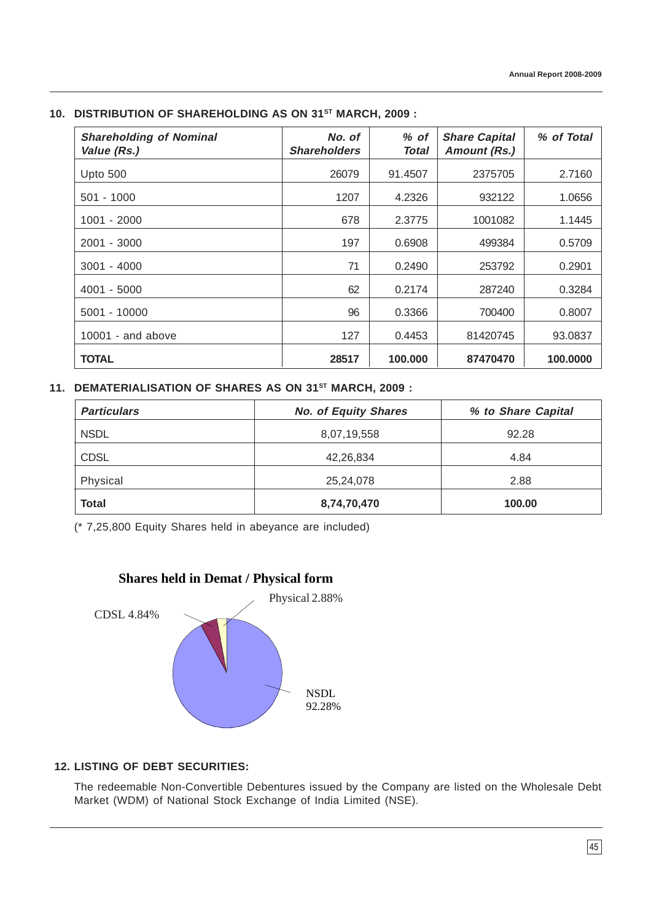## 10. DISTRIBUTION OF SHAREHOLDING AS ON 31ST MARCH, 2009 :

| *Shareholding of Nominal Value (Rs.)* | *No. of Shareholders* | *% of Total* | *Share Capital Amount (Rs.)* | *% of Total* |
|---|---|---|---|---|
| Upto 500 | 26079 | 91.4507 | 2375705 | 2.7160 |
| 501 - 1000 | 1207 | 4.2326 | 932122 | 1.0656 |
| 1001 - 2000 | 678 | 2.3775 | 1001082 | 1.1445 |
| 2001 - 3000 | 197 | 0.6908 | 499384 | 0.5709 |
| 3001 - 4000 | 71 | 0.2490 | 253792 | 0.2901 |
| 4001 - 5000 | 62 | 0.2174 | 287240 | 0.3284 |
| 5001 - 10000 | 96 | 0.3366 | 700400 | 0.8007 |
| 10001 - and above | 127 | 0.4453 | 81420745 | 93.0837 |
| **TOTAL** | **28517** | **100.000** | **87470470** | **100.0000** |

## 11. DEMATERIALISATION OF SHARES AS ON 31ST MARCH, 2009 :

| *Particulars* | *No. of Equity Shares* | *% to Share Capital* |
|---|---|---|
| NSDL | 8,07,19,558 | 92.28 |
| CDSL | 42,26,834 | 4.84 |
| Physical | 25,24,078 | 2.88 |
| **Total** | **8,74,70,470** | **100.00** |

(* 7,25,800 Equity Shares held in abeyance are included)

**Shares held in Demat / Physical form**

CDSL 4.84%

Physical 2.88%

NSDL 92.28%

## 12. LISTING OF DEBT SECURITIES:

The redeemable Non-Convertible Debentures issued by the Company are listed on the Wholesale Debt Market (WDM) of National Stock Exchange of India Limited (NSE).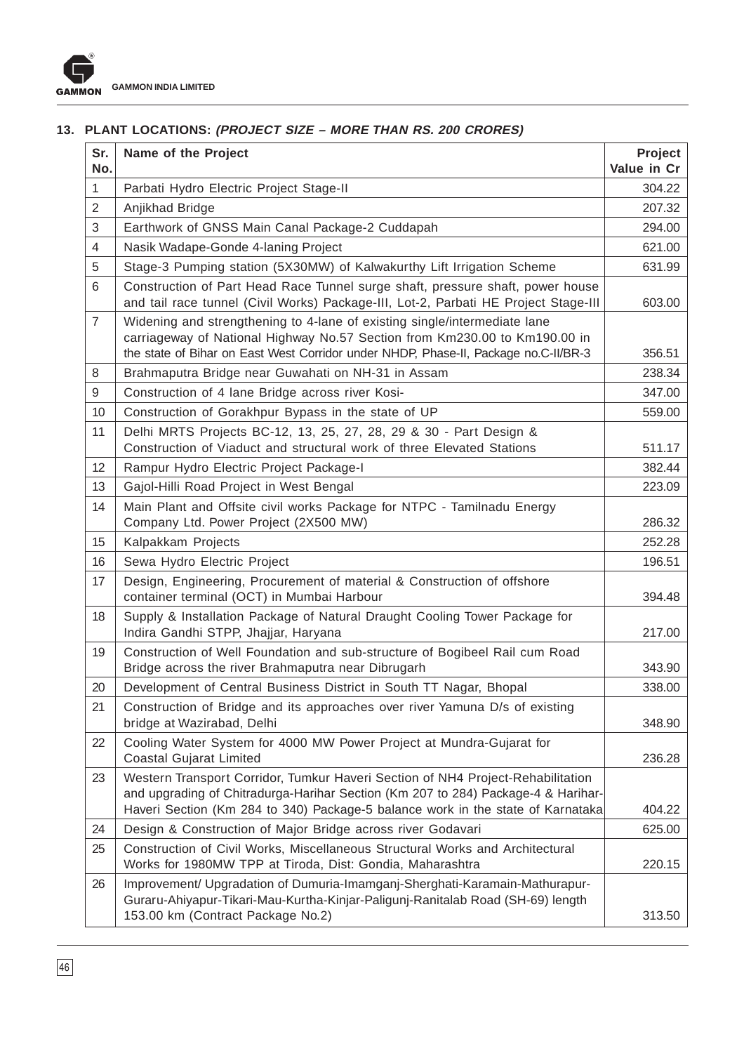## 13. PLANT LOCATIONS: *(PROJECT SIZE – MORE THAN RS. 200 CRORES)*

| Sr. No. | Name of the Project | Project Value in Cr |
|---|---|---|
| 1 | Parbati Hydro Electric Project Stage-II | 304.22 |
| 2 | Anjikhad Bridge | 207.32 |
| 3 | Earthwork of GNSS Main Canal Package-2 Cuddapah | 294.00 |
| 4 | Nasik Wadape-Gonde 4-laning Project | 621.00 |
| 5 | Stage-3 Pumping station (5X30MW) of Kalwakurthy Lift Irrigation Scheme | 631.99 |
| 6 | Construction of Part Head Race Tunnel surge shaft, pressure shaft, power house and tail race tunnel (Civil Works) Package-III, Lot-2, Parbati HE Project Stage-III | 603.00 |
| 7 | Widening and strengthening to 4-lane of existing single/intermediate lane carriageway of National Highway No.57 Section from Km230.00 to Km190.00 in the state of Bihar on East West Corridor under NHDP, Phase-II, Package no.C-II/BR-3 | 356.51 |
| 8 | Brahmaputra Bridge near Guwahati on NH-31 in Assam | 238.34 |
| 9 | Construction of 4 lane Bridge across river Kosi- | 347.00 |
| 10 | Construction of Gorakhpur Bypass in the state of UP | 559.00 |
| 11 | Delhi MRTS Projects BC-12, 13, 25, 27, 28, 29 & 30 - Part Design & Construction of Viaduct and structural work of three Elevated Stations | 511.17 |
| 12 | Rampur Hydro Electric Project Package-I | 382.44 |
| 13 | Gajol-Hilli Road Project in West Bengal | 223.09 |
| 14 | Main Plant and Offsite civil works Package for NTPC - Tamilnadu Energy Company Ltd. Power Project (2X500 MW) | 286.32 |
| 15 | Kalpakkam Projects | 252.28 |
| 16 | Sewa Hydro Electric Project | 196.51 |
| 17 | Design, Engineering, Procurement of material & Construction of offshore container terminal (OCT) in Mumbai Harbour | 394.48 |
| 18 | Supply & Installation Package of Natural Draught Cooling Tower Package for Indira Gandhi STPP, Jhajjar, Haryana | 217.00 |
| 19 | Construction of Well Foundation and sub-structure of Bogibeel Rail cum Road Bridge across the river Brahmaputra near Dibrugarh | 343.90 |
| 20 | Development of Central Business District in South TT Nagar, Bhopal | 338.00 |
| 21 | Construction of Bridge and its approaches over river Yamuna D/s of existing bridge at Wazirabad, Delhi | 348.90 |
| 22 | Cooling Water System for 4000 MW Power Project at Mundra-Gujarat for Coastal Gujarat Limited | 236.28 |
| 23 | Western Transport Corridor, Tumkur Haveri Section of NH4 Project-Rehabilitation and upgrading of Chitradurga-Harihar Section (Km 207 to 284) Package-4 & Harihar-Haveri Section (Km 284 to 340) Package-5 balance work in the state of Karnataka | 404.22 |
| 24 | Design & Construction of Major Bridge across river Godavari | 625.00 |
| 25 | Construction of Civil Works, Miscellaneous Structural Works and Architectural Works for 1980MW TPP at Tiroda, Dist: Gondia, Maharashtra | 220.15 |
| 26 | Improvement/ Upgradation of Dumuria-Imamganj-Sherghati-Karamain-Mathurapur-Guraru-Ahiyapur-Tikari-Mau-Kurtha-Kinjar-Paligunj-Ranitalab Road (SH-69) length 153.00 km (Contract Package No.2) | 313.50 |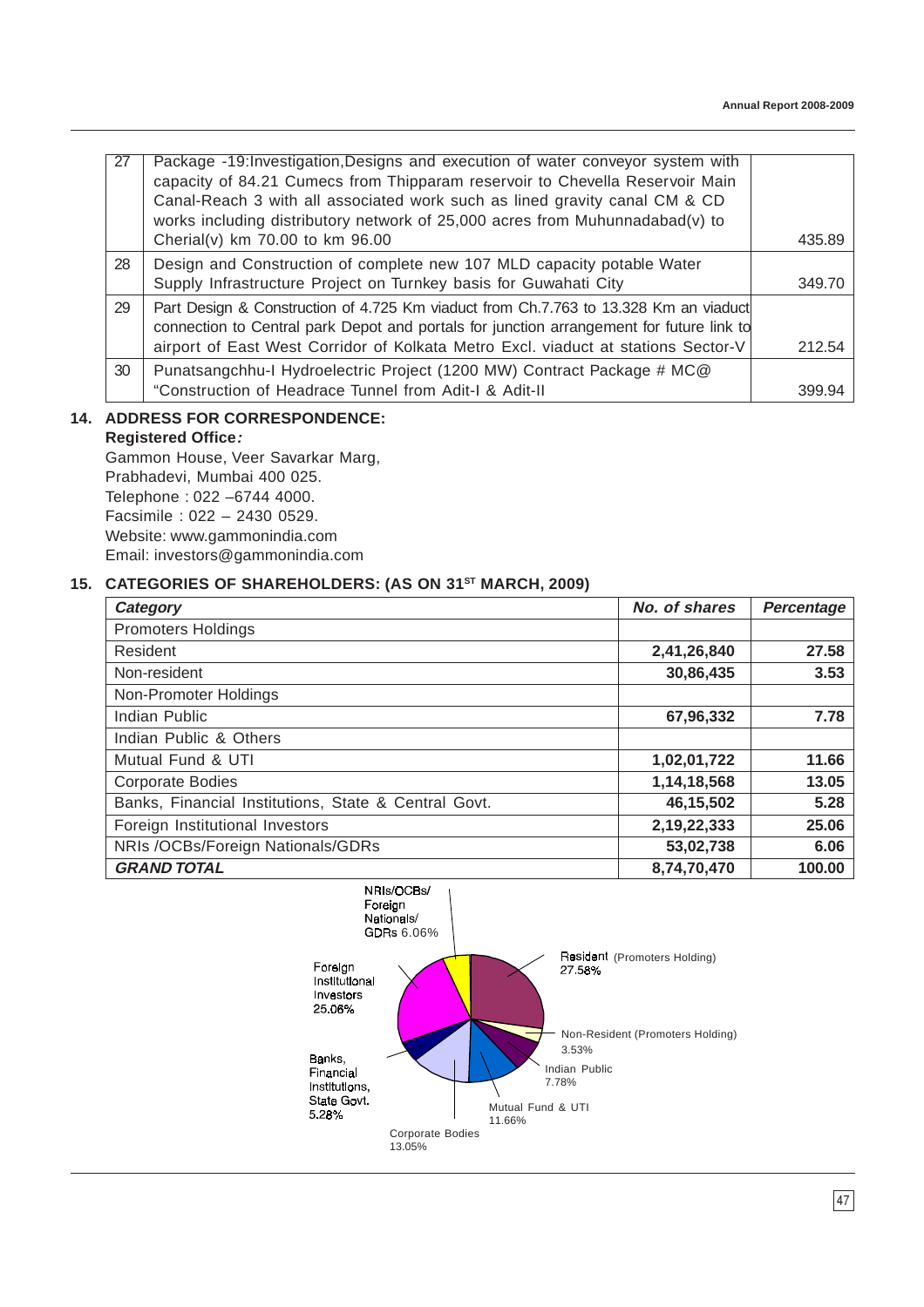| | | |
|---|---|---|
| 27 | Package -19:Investigation,Designs and execution of water conveyor system with capacity of 84.21 Cumecs from Thipparam reservoir to Chevella Reservoir Main Canal-Reach 3 with all associated work such as lined gravity canal CM & CD works including distributory network of 25,000 acres from Muhunnadabad(v) to Cherial(v) km 70.00 to km 96.00 | 435.89 |
| 28 | Design and Construction of complete new 107 MLD capacity potable Water Supply Infrastructure Project on Turnkey basis for Guwahati City | 349.70 |
| 29 | Part Design & Construction of 4.725 Km viaduct from Ch.7.763 to 13.328 Km an viaduct connection to Central park Depot and portals for junction arrangement for future link to airport of East West Corridor of Kolkata Metro Excl. viaduct at stations Sector-V | 212.54 |
| 30 | Punatsangchhu-I Hydroelectric Project (1200 MW) Contract Package # MC@ "Construction of Headrace Tunnel from Adit-I & Adit-II | 399.94 |

## 14. ADDRESS FOR CORRESPONDENCE:

**Registered Office*:***

Gammon House, Veer Savarkar Marg,
Prabhadevi, Mumbai 400 025.
Telephone : 022 –6744 4000.
Facsimile : 022 – 2430 0529.
Website: www.gammonindia.com
Email: investors@gammonindia.com

## 15. CATEGORIES OF SHAREHOLDERS: (AS ON 31ST MARCH, 2009)

| *Category* | *No. of shares* | *Percentage* |
|---|---|---|
| Promoters Holdings | | |
| Resident | **2,41,26,840** | **27.58** |
| Non-resident | **30,86,435** | **3.53** |
| Non-Promoter Holdings | | |
| Indian Public | **67,96,332** | **7.78** |
| Indian Public & Others | | |
| Mutual Fund & UTI | **1,02,01,722** | **11.66** |
| Corporate Bodies | **1,14,18,568** | **13.05** |
| Banks, Financial Institutions, State & Central Govt. | **46,15,502** | **5.28** |
| Foreign Institutional Investors | **2,19,22,333** | **25.06** |
| NRIs /OCBs/Foreign Nationals/GDRs | **53,02,738** | **6.06** |
| ***GRAND TOTAL*** | **8,74,70,470** | **100.00** |

NRIs/OCBs/ Foreign Nationals/ GDRs 6.06%
Resident (Promoters Holding) 27.58%
Non-Resident (Promoters Holding) 3.53%
Indian Public 7.78%
Mutual Fund & UTI 11.66%
Corporate Bodies 13.05%
Banks, Financial Institutions, State Govt. 5.28%
Foreign Institutional Investors 25.06%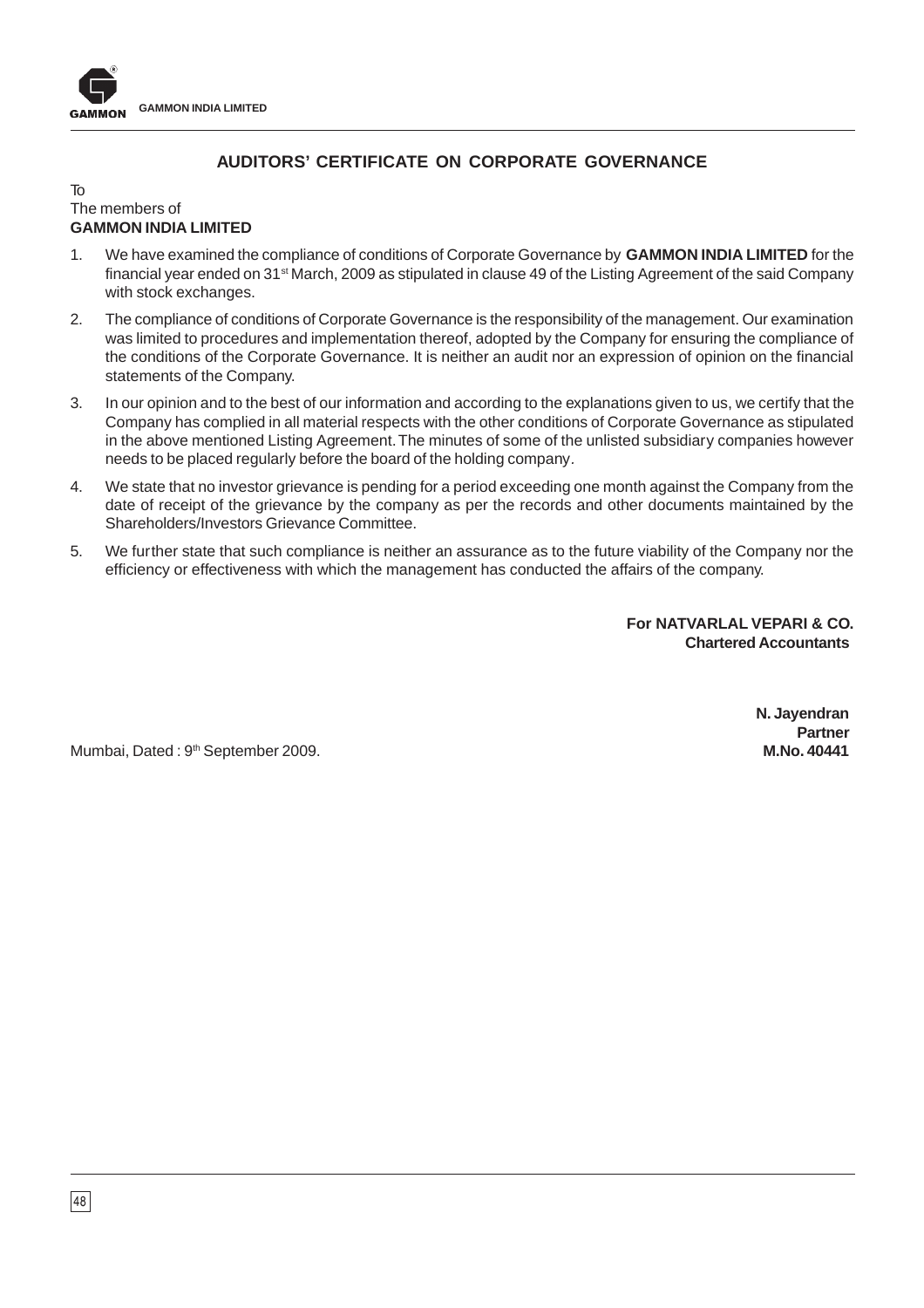## AUDITORS' CERTIFICATE ON CORPORATE GOVERNANCE

To
The members of
**GAMMON INDIA LIMITED**

1. We have examined the compliance of conditions of Corporate Governance by **GAMMON INDIA LIMITED** for the financial year ended on 31st March, 2009 as stipulated in clause 49 of the Listing Agreement of the said Company with stock exchanges.

2. The compliance of conditions of Corporate Governance is the responsibility of the management. Our examination was limited to procedures and implementation thereof, adopted by the Company for ensuring the compliance of the conditions of the Corporate Governance. It is neither an audit nor an expression of opinion on the financial statements of the Company.

3. In our opinion and to the best of our information and according to the explanations given to us, we certify that the Company has complied in all material respects with the other conditions of Corporate Governance as stipulated in the above mentioned Listing Agreement. The minutes of some of the unlisted subsidiary companies however needs to be placed regularly before the board of the holding company.

4. We state that no investor grievance is pending for a period exceeding one month against the Company from the date of receipt of the grievance by the company as per the records and other documents maintained by the Shareholders/Investors Grievance Committee.

5. We further state that such compliance is neither an assurance as to the future viability of the Company nor the efficiency or effectiveness with which the management has conducted the affairs of the company.

**For NATVARLAL VEPARI & CO.**
**Chartered Accountants**

**N. Jayendran**
**Partner**
**M.No. 40441**

Mumbai, Dated : 9th September 2009.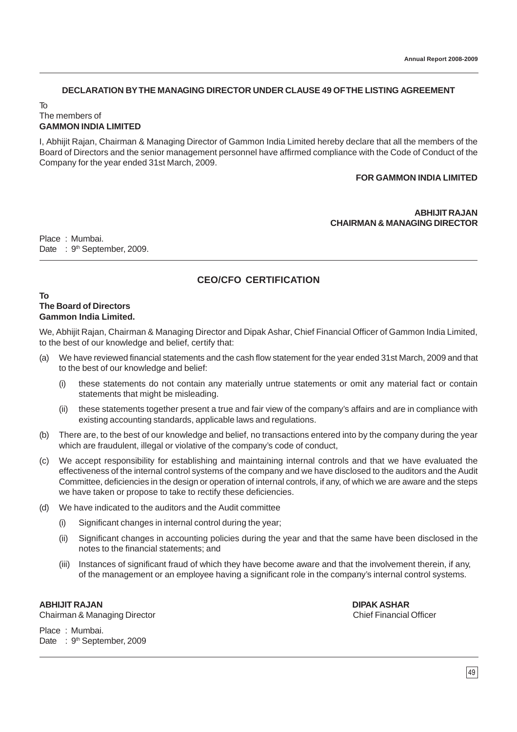## DECLARATION BY THE MANAGING DIRECTOR UNDER CLAUSE 49 OF THE LISTING AGREEMENT

To
The members of
**GAMMON INDIA LIMITED**

I, Abhijit Rajan, Chairman & Managing Director of Gammon India Limited hereby declare that all the members of the Board of Directors and the senior management personnel have affirmed compliance with the Code of Conduct of the Company for the year ended 31st March, 2009.

**FOR GAMMON INDIA LIMITED**

**ABHIJIT RAJAN**
**CHAIRMAN & MANAGING DIRECTOR**

Place : Mumbai.
Date : 9th September, 2009.

## CEO/CFO CERTIFICATION

**To**
**The Board of Directors**
**Gammon India Limited.**

We, Abhijit Rajan, Chairman & Managing Director and Dipak Ashar, Chief Financial Officer of Gammon India Limited, to the best of our knowledge and belief, certify that:

(a) We have reviewed financial statements and the cash flow statement for the year ended 31st March, 2009 and that to the best of our knowledge and belief:

  (i) these statements do not contain any materially untrue statements or omit any material fact or contain statements that might be misleading.

  (ii) these statements together present a true and fair view of the company's affairs and are in compliance with existing accounting standards, applicable laws and regulations.

(b) There are, to the best of our knowledge and belief, no transactions entered into by the company during the year which are fraudulent, illegal or violative of the company's code of conduct,

(c) We accept responsibility for establishing and maintaining internal controls and that we have evaluated the effectiveness of the internal control systems of the company and we have disclosed to the auditors and the Audit Committee, deficiencies in the design or operation of internal controls, if any, of which we are aware and the steps we have taken or propose to take to rectify these deficiencies.

(d) We have indicated to the auditors and the Audit committee

  (i) Significant changes in internal control during the year;

  (ii) Significant changes in accounting policies during the year and that the same have been disclosed in the notes to the financial statements; and

  (iii) Instances of significant fraud of which they have become aware and that the involvement therein, if any, of the management or an employee having a significant role in the company's internal control systems.

**ABHIJIT RAJAN**
Chairman & Managing Director

**DIPAK ASHAR**
Chief Financial Officer

Place : Mumbai.
Date : 9th September, 2009